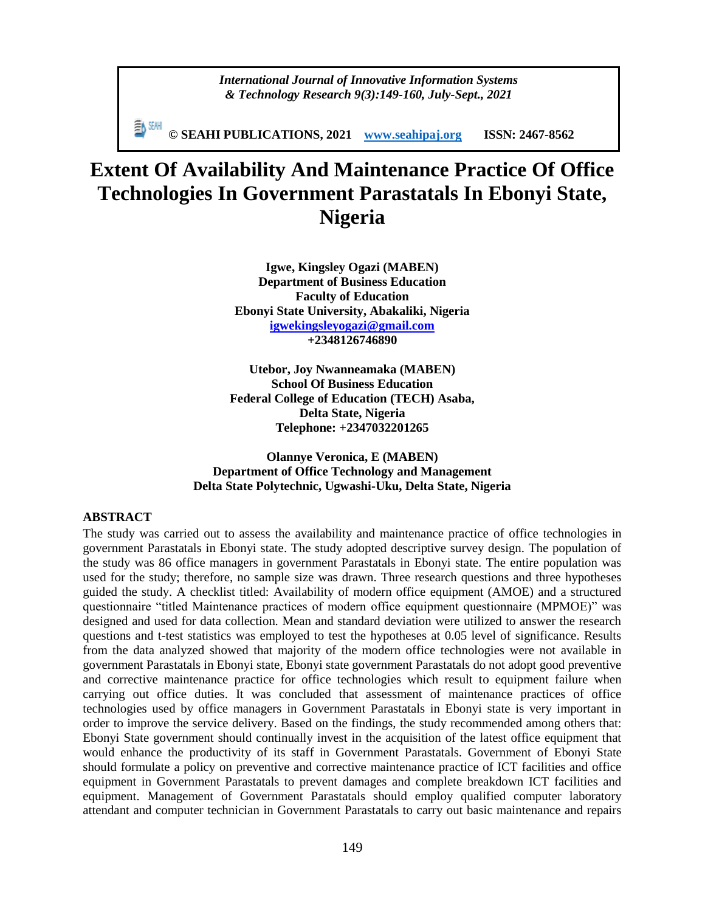# Extent Of Availability And Maintenance Practice Of Office Technologies In Government Parastatals In Ebonyi State, Nigeria

**Igwe, Kingsley Ogazi (MABEN)**
**Department of Business Education**
**Faculty of Education**
**Ebonyi State University, Abakaliki, Nigeria**
**igwekingsleyogazi@gmail.com**
**+2348126746890**

**Utebor, Joy Nwanneamaka (MABEN)**
**School Of Business Education**
**Federal College of Education (TECH) Asaba,**
**Delta State, Nigeria**
**Telephone: +2347032201265**

**Olannye Veronica, E (MABEN)**
**Department of Office Technology and Management**
**Delta State Polytechnic, Ugwashi-Uku, Delta State, Nigeria**

## ABSTRACT

The study was carried out to assess the availability and maintenance practice of office technologies in government Parastatals in Ebonyi state. The study adopted descriptive survey design. The population of the study was 86 office managers in government Parastatals in Ebonyi state. The entire population was used for the study; therefore, no sample size was drawn. Three research questions and three hypotheses guided the study. A checklist titled: Availability of modern office equipment (AMOE) and a structured questionnaire "titled Maintenance practices of modern office equipment questionnaire (MPMOE)" was designed and used for data collection. Mean and standard deviation were utilized to answer the research questions and t-test statistics was employed to test the hypotheses at 0.05 level of significance. Results from the data analyzed showed that majority of the modern office technologies were not available in government Parastatals in Ebonyi state, Ebonyi state government Parastatals do not adopt good preventive and corrective maintenance practice for office technologies which result to equipment failure when carrying out office duties. It was concluded that assessment of maintenance practices of office technologies used by office managers in Government Parastatals in Ebonyi state is very important in order to improve the service delivery. Based on the findings, the study recommended among others that: Ebonyi State government should continually invest in the acquisition of the latest office equipment that would enhance the productivity of its staff in Government Parastatals. Government of Ebonyi State should formulate a policy on preventive and corrective maintenance practice of ICT facilities and office equipment in Government Parastatals to prevent damages and complete breakdown ICT facilities and equipment. Management of Government Parastatals should employ qualified computer laboratory attendant and computer technician in Government Parastatals to carry out basic maintenance and repairs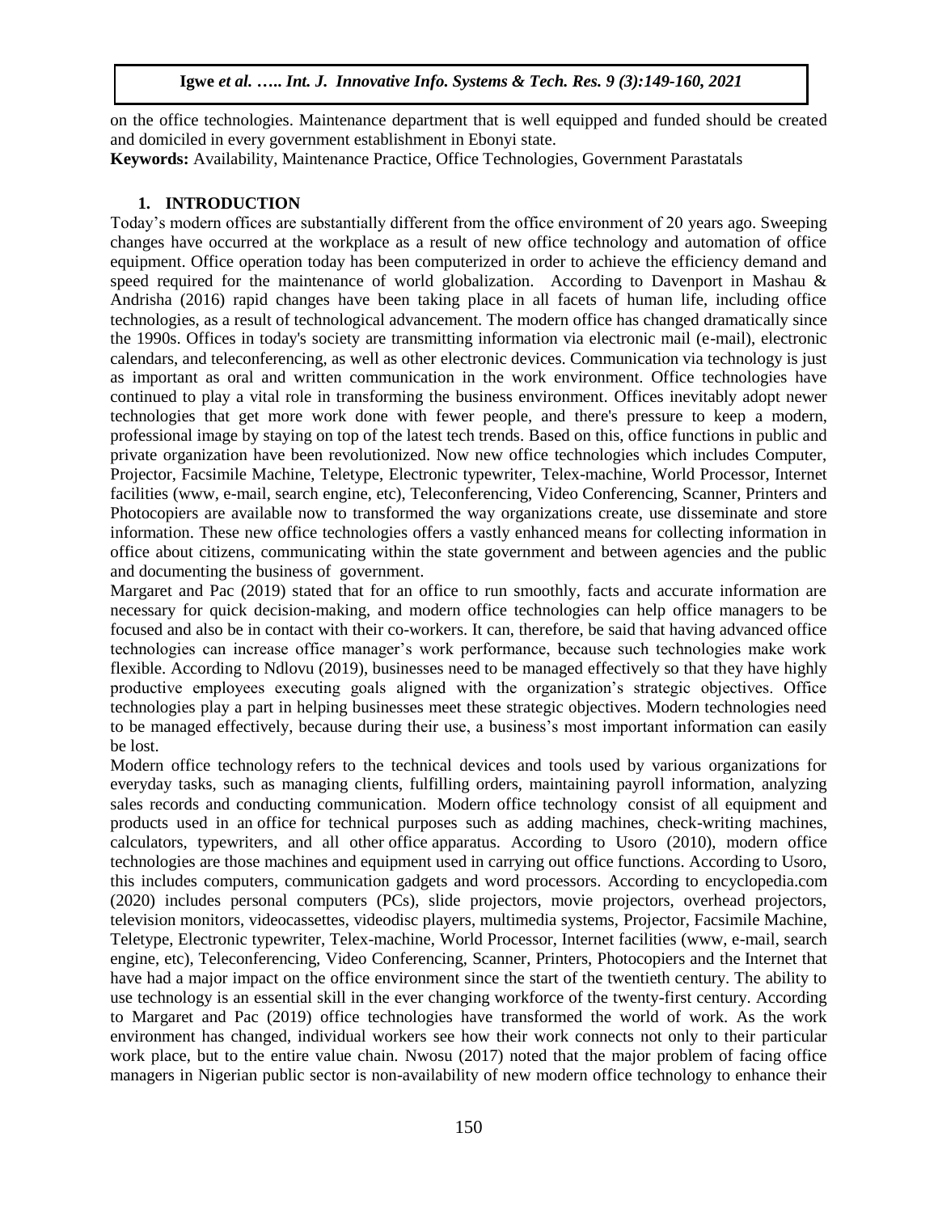on the office technologies. Maintenance department that is well equipped and funded should be created and domiciled in every government establishment in Ebonyi state.

**Keywords:** Availability, Maintenance Practice, Office Technologies, Government Parastatals

## 1. INTRODUCTION

Today's modern offices are substantially different from the office environment of 20 years ago. Sweeping changes have occurred at the workplace as a result of new office technology and automation of office equipment. Office operation today has been computerized in order to achieve the efficiency demand and speed required for the maintenance of world globalization. According to Davenport in Mashau & Andrisha (2016) rapid changes have been taking place in all facets of human life, including office technologies, as a result of technological advancement. The modern office has changed dramatically since the 1990s. Offices in today's society are transmitting information via electronic mail (e-mail), electronic calendars, and teleconferencing, as well as other electronic devices. Communication via technology is just as important as oral and written communication in the work environment. Office technologies have continued to play a vital role in transforming the business environment. Offices inevitably adopt newer technologies that get more work done with fewer people, and there's pressure to keep a modern, professional image by staying on top of the latest tech trends. Based on this, office functions in public and private organization have been revolutionized. Now new office technologies which includes Computer, Projector, Facsimile Machine, Teletype, Electronic typewriter, Telex-machine, World Processor, Internet facilities (www, e-mail, search engine, etc), Teleconferencing, Video Conferencing, Scanner, Printers and Photocopiers are available now to transformed the way organizations create, use disseminate and store information. These new office technologies offers a vastly enhanced means for collecting information in office about citizens, communicating within the state government and between agencies and the public and documenting the business of government.

Margaret and Pac (2019) stated that for an office to run smoothly, facts and accurate information are necessary for quick decision-making, and modern office technologies can help office managers to be focused and also be in contact with their co-workers. It can, therefore, be said that having advanced office technologies can increase office manager's work performance, because such technologies make work flexible. According to Ndlovu (2019), businesses need to be managed effectively so that they have highly productive employees executing goals aligned with the organization's strategic objectives. Office technologies play a part in helping businesses meet these strategic objectives. Modern technologies need to be managed effectively, because during their use, a business's most important information can easily be lost.

Modern office technology refers to the technical devices and tools used by various organizations for everyday tasks, such as managing clients, fulfilling orders, maintaining payroll information, analyzing sales records and conducting communication. Modern office technology consist of all equipment and products used in an office for technical purposes such as adding machines, check-writing machines, calculators, typewriters, and all other office apparatus. According to Usoro (2010), modern office technologies are those machines and equipment used in carrying out office functions. According to Usoro, this includes computers, communication gadgets and word processors. According to encyclopedia.com (2020) includes personal computers (PCs), slide projectors, movie projectors, overhead projectors, television monitors, videocassettes, videodisc players, multimedia systems, Projector, Facsimile Machine, Teletype, Electronic typewriter, Telex-machine, World Processor, Internet facilities (www, e-mail, search engine, etc), Teleconferencing, Video Conferencing, Scanner, Printers, Photocopiers and the Internet that have had a major impact on the office environment since the start of the twentieth century. The ability to use technology is an essential skill in the ever changing workforce of the twenty-first century. According to Margaret and Pac (2019) office technologies have transformed the world of work. As the work environment has changed, individual workers see how their work connects not only to their particular work place, but to the entire value chain. Nwosu (2017) noted that the major problem of facing office managers in Nigerian public sector is non-availability of new modern office technology to enhance their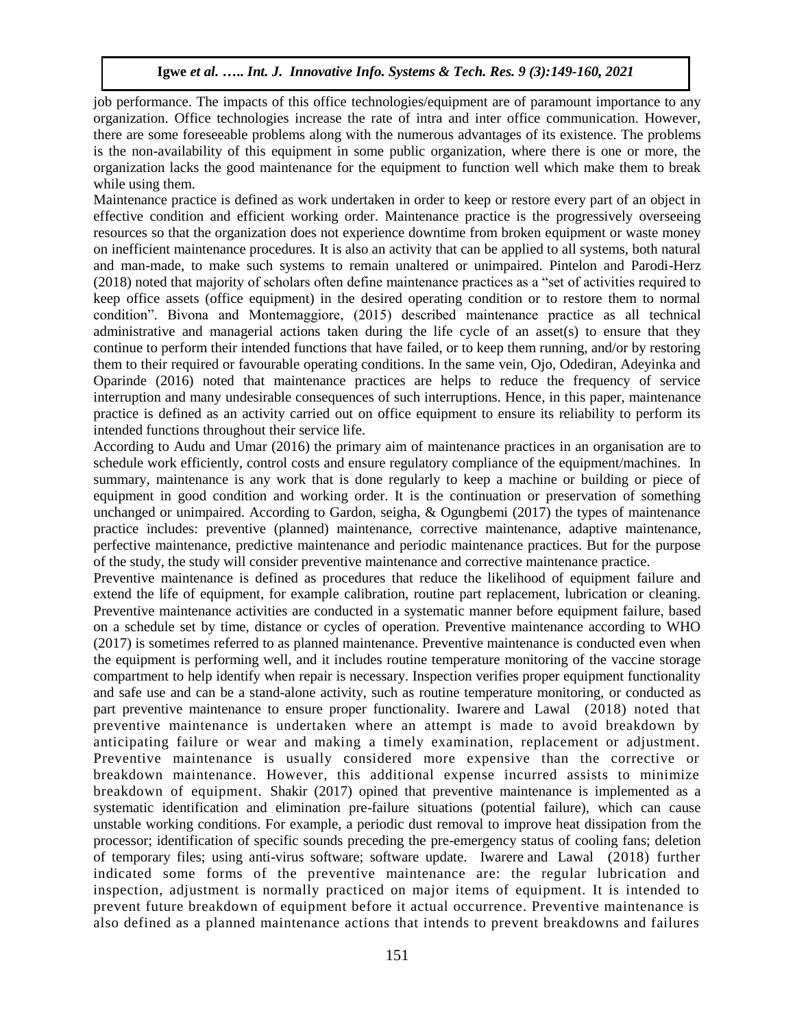job performance. The impacts of this office technologies/equipment are of paramount importance to any organization. Office technologies increase the rate of intra and inter office communication. However, there are some foreseeable problems along with the numerous advantages of its existence. The problems is the non-availability of this equipment in some public organization, where there is one or more, the organization lacks the good maintenance for the equipment to function well which make them to break while using them.

Maintenance practice is defined as work undertaken in order to keep or restore every part of an object in effective condition and efficient working order. Maintenance practice is the progressively overseeing resources so that the organization does not experience downtime from broken equipment or waste money on inefficient maintenance procedures. It is also an activity that can be applied to all systems, both natural and man-made, to make such systems to remain unaltered or unimpaired. Pintelon and Parodi-Herz (2018) noted that majority of scholars often define maintenance practices as a "set of activities required to keep office assets (office equipment) in the desired operating condition or to restore them to normal condition". Bivona and Montemaggiore, (2015) described maintenance practice as all technical administrative and managerial actions taken during the life cycle of an asset(s) to ensure that they continue to perform their intended functions that have failed, or to keep them running, and/or by restoring them to their required or favourable operating conditions. In the same vein, Ojo, Odediran, Adeyinka and Oparinde (2016) noted that maintenance practices are helps to reduce the frequency of service interruption and many undesirable consequences of such interruptions. Hence, in this paper, maintenance practice is defined as an activity carried out on office equipment to ensure its reliability to perform its intended functions throughout their service life.

According to Audu and Umar (2016) the primary aim of maintenance practices in an organisation are to schedule work efficiently, control costs and ensure regulatory compliance of the equipment/machines. In summary, maintenance is any work that is done regularly to keep a machine or building or piece of equipment in good condition and working order. It is the continuation or preservation of something unchanged or unimpaired. According to Gardon, seigha, & Ogungbemi (2017) the types of maintenance practice includes: preventive (planned) maintenance, corrective maintenance, adaptive maintenance, perfective maintenance, predictive maintenance and periodic maintenance practices. But for the purpose of the study, the study will consider preventive maintenance and corrective maintenance practice.

Preventive maintenance is defined as procedures that reduce the likelihood of equipment failure and extend the life of equipment, for example calibration, routine part replacement, lubrication or cleaning. Preventive maintenance activities are conducted in a systematic manner before equipment failure, based on a schedule set by time, distance or cycles of operation. Preventive maintenance according to WHO (2017) is sometimes referred to as planned maintenance. Preventive maintenance is conducted even when the equipment is performing well, and it includes routine temperature monitoring of the vaccine storage compartment to help identify when repair is necessary. Inspection verifies proper equipment functionality and safe use and can be a stand-alone activity, such as routine temperature monitoring, or conducted as part preventive maintenance to ensure proper functionality. Iwarere and Lawal (2018) noted that preventive maintenance is undertaken where an attempt is made to avoid breakdown by anticipating failure or wear and making a timely examination, replacement or adjustment. Preventive maintenance is usually considered more expensive than the corrective or breakdown maintenance. However, this additional expense incurred assists to minimize breakdown of equipment. Shakir (2017) opined that preventive maintenance is implemented as a systematic identification and elimination pre-failure situations (potential failure), which can cause unstable working conditions. For example, a periodic dust removal to improve heat dissipation from the processor; identification of specific sounds preceding the pre-emergency status of cooling fans; deletion of temporary files; using anti-virus software; software update. Iwarere and Lawal (2018) further indicated some forms of the preventive maintenance are: the regular lubrication and inspection, adjustment is normally practiced on major items of equipment. It is intended to prevent future breakdown of equipment before it actual occurrence. Preventive maintenance is also defined as a planned maintenance actions that intends to prevent breakdowns and failures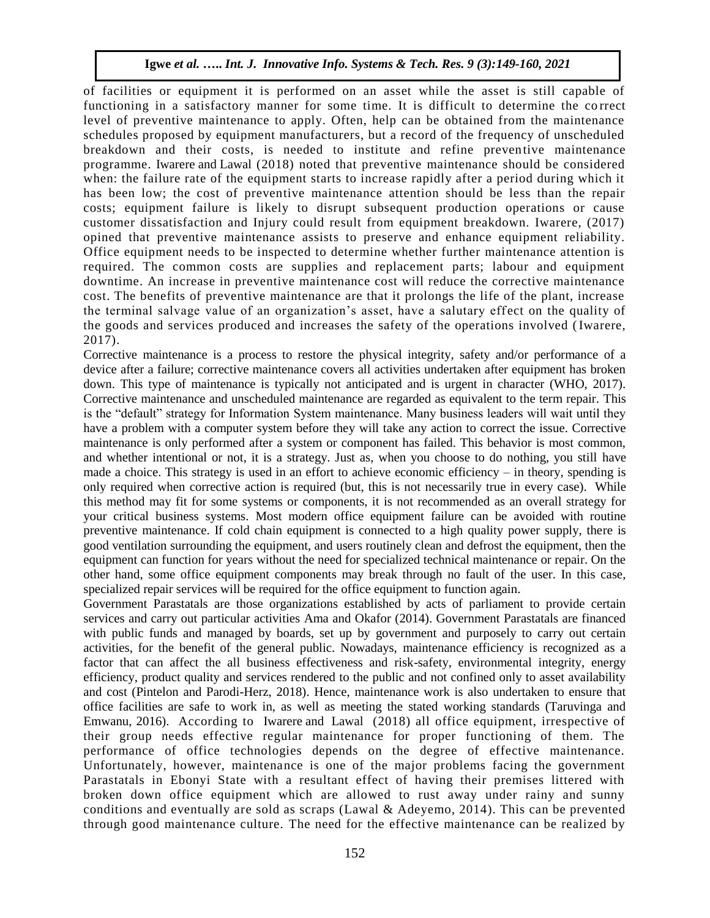of facilities or equipment it is performed on an asset while the asset is still capable of functioning in a satisfactory manner for some time. It is difficult to determine the correct level of preventive maintenance to apply. Often, help can be obtained from the maintenance schedules proposed by equipment manufacturers, but a record of the frequency of unscheduled breakdown and their costs, is needed to institute and refine preventive maintenance programme. Iwarere and Lawal (2018) noted that preventive maintenance should be considered when: the failure rate of the equipment starts to increase rapidly after a period during which it has been low; the cost of preventive maintenance attention should be less than the repair costs; equipment failure is likely to disrupt subsequent production operations or cause customer dissatisfaction and Injury could result from equipment breakdown. Iwarere, (2017) opined that preventive maintenance assists to preserve and enhance equipment reliability. Office equipment needs to be inspected to determine whether further maintenance attention is required. The common costs are supplies and replacement parts; labour and equipment downtime. An increase in preventive maintenance cost will reduce the corrective maintenance cost. The benefits of preventive maintenance are that it prolongs the life of the plant, increase the terminal salvage value of an organization's asset, have a salutary effect on the quality of the goods and services produced and increases the safety of the operations involved (Iwarere, 2017).

Corrective maintenance is a process to restore the physical integrity, safety and/or performance of a device after a failure; corrective maintenance covers all activities undertaken after equipment has broken down. This type of maintenance is typically not anticipated and is urgent in character (WHO, 2017). Corrective maintenance and unscheduled maintenance are regarded as equivalent to the term repair. This is the "default" strategy for Information System maintenance. Many business leaders will wait until they have a problem with a computer system before they will take any action to correct the issue. Corrective maintenance is only performed after a system or component has failed. This behavior is most common, and whether intentional or not, it is a strategy. Just as, when you choose to do nothing, you still have made a choice. This strategy is used in an effort to achieve economic efficiency – in theory, spending is only required when corrective action is required (but, this is not necessarily true in every case). While this method may fit for some systems or components, it is not recommended as an overall strategy for your critical business systems. Most modern office equipment failure can be avoided with routine preventive maintenance. If cold chain equipment is connected to a high quality power supply, there is good ventilation surrounding the equipment, and users routinely clean and defrost the equipment, then the equipment can function for years without the need for specialized technical maintenance or repair. On the other hand, some office equipment components may break through no fault of the user. In this case, specialized repair services will be required for the office equipment to function again.

Government Parastatals are those organizations established by acts of parliament to provide certain services and carry out particular activities Ama and Okafor (2014). Government Parastatals are financed with public funds and managed by boards, set up by government and purposely to carry out certain activities, for the benefit of the general public. Nowadays, maintenance efficiency is recognized as a factor that can affect the all business effectiveness and risk-safety, environmental integrity, energy efficiency, product quality and services rendered to the public and not confined only to asset availability and cost (Pintelon and Parodi-Herz, 2018). Hence, maintenance work is also undertaken to ensure that office facilities are safe to work in, as well as meeting the stated working standards (Taruvinga and Emwanu, 2016). According to Iwarere and Lawal (2018) all office equipment, irrespective of their group needs effective regular maintenance for proper functioning of them. The performance of office technologies depends on the degree of effective maintenance. Unfortunately, however, maintenance is one of the major problems facing the government Parastatals in Ebonyi State with a resultant effect of having their premises littered with broken down office equipment which are allowed to rust away under rainy and sunny conditions and eventually are sold as scraps (Lawal & Adeyemo, 2014). This can be prevented through good maintenance culture. The need for the effective maintenance can be realized by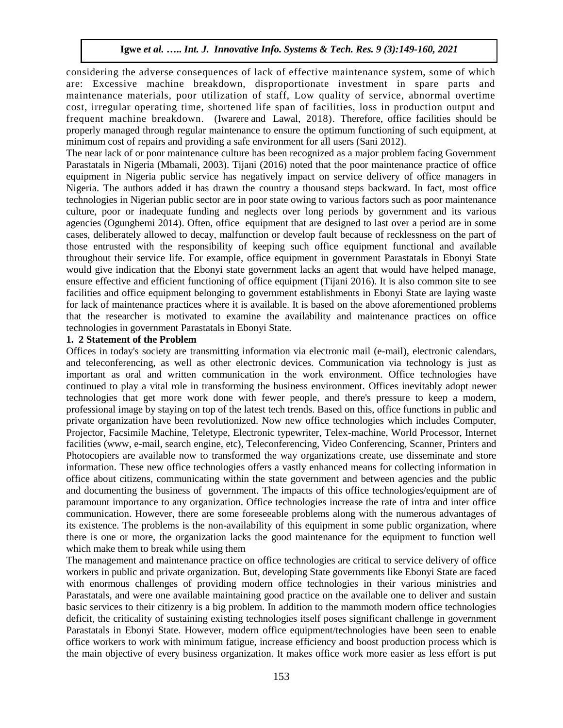considering the adverse consequences of lack of effective maintenance system, some of which are: Excessive machine breakdown, disproportionate investment in spare parts and maintenance materials, poor utilization of staff, Low quality of service, abnormal overtime cost, irregular operating time, shortened life span of facilities, loss in production output and frequent machine breakdown. (Iwarere and Lawal, 2018). Therefore, office facilities should be properly managed through regular maintenance to ensure the optimum functioning of such equipment, at minimum cost of repairs and providing a safe environment for all users (Sani 2012).

The near lack of or poor maintenance culture has been recognized as a major problem facing Government Parastatals in Nigeria (Mbamali, 2003). Tijani (2016) noted that the poor maintenance practice of office equipment in Nigeria public service has negatively impact on service delivery of office managers in Nigeria. The authors added it has drawn the country a thousand steps backward. In fact, most office technologies in Nigerian public sector are in poor state owing to various factors such as poor maintenance culture, poor or inadequate funding and neglects over long periods by government and its various agencies (Ogungbemi 2014). Often, office equipment that are designed to last over a period are in some cases, deliberately allowed to decay, malfunction or develop fault because of recklessness on the part of those entrusted with the responsibility of keeping such office equipment functional and available throughout their service life. For example, office equipment in government Parastatals in Ebonyi State would give indication that the Ebonyi state government lacks an agent that would have helped manage, ensure effective and efficient functioning of office equipment (Tijani 2016). It is also common site to see facilities and office equipment belonging to government establishments in Ebonyi State are laying waste for lack of maintenance practices where it is available. It is based on the above aforementioned problems that the researcher is motivated to examine the availability and maintenance practices on office technologies in government Parastatals in Ebonyi State.

**1. 2 Statement of the Problem**

Offices in today's society are transmitting information via electronic mail (e-mail), electronic calendars, and teleconferencing, as well as other electronic devices. Communication via technology is just as important as oral and written communication in the work environment. Office technologies have continued to play a vital role in transforming the business environment. Offices inevitably adopt newer technologies that get more work done with fewer people, and there's pressure to keep a modern, professional image by staying on top of the latest tech trends. Based on this, office functions in public and private organization have been revolutionized. Now new office technologies which includes Computer, Projector, Facsimile Machine, Teletype, Electronic typewriter, Telex-machine, World Processor, Internet facilities (www, e-mail, search engine, etc), Teleconferencing, Video Conferencing, Scanner, Printers and Photocopiers are available now to transformed the way organizations create, use disseminate and store information. These new office technologies offers a vastly enhanced means for collecting information in office about citizens, communicating within the state government and between agencies and the public and documenting the business of government. The impacts of this office technologies/equipment are of paramount importance to any organization. Office technologies increase the rate of intra and inter office communication. However, there are some foreseeable problems along with the numerous advantages of its existence. The problems is the non-availability of this equipment in some public organization, where there is one or more, the organization lacks the good maintenance for the equipment to function well which make them to break while using them

The management and maintenance practice on office technologies are critical to service delivery of office workers in public and private organization. But, developing State governments like Ebonyi State are faced with enormous challenges of providing modern office technologies in their various ministries and Parastatals, and were one available maintaining good practice on the available one to deliver and sustain basic services to their citizenry is a big problem. In addition to the mammoth modern office technologies deficit, the criticality of sustaining existing technologies itself poses significant challenge in government Parastatals in Ebonyi State. However, modern office equipment/technologies have been seen to enable office workers to work with minimum fatigue, increase efficiency and boost production process which is the main objective of every business organization. It makes office work more easier as less effort is put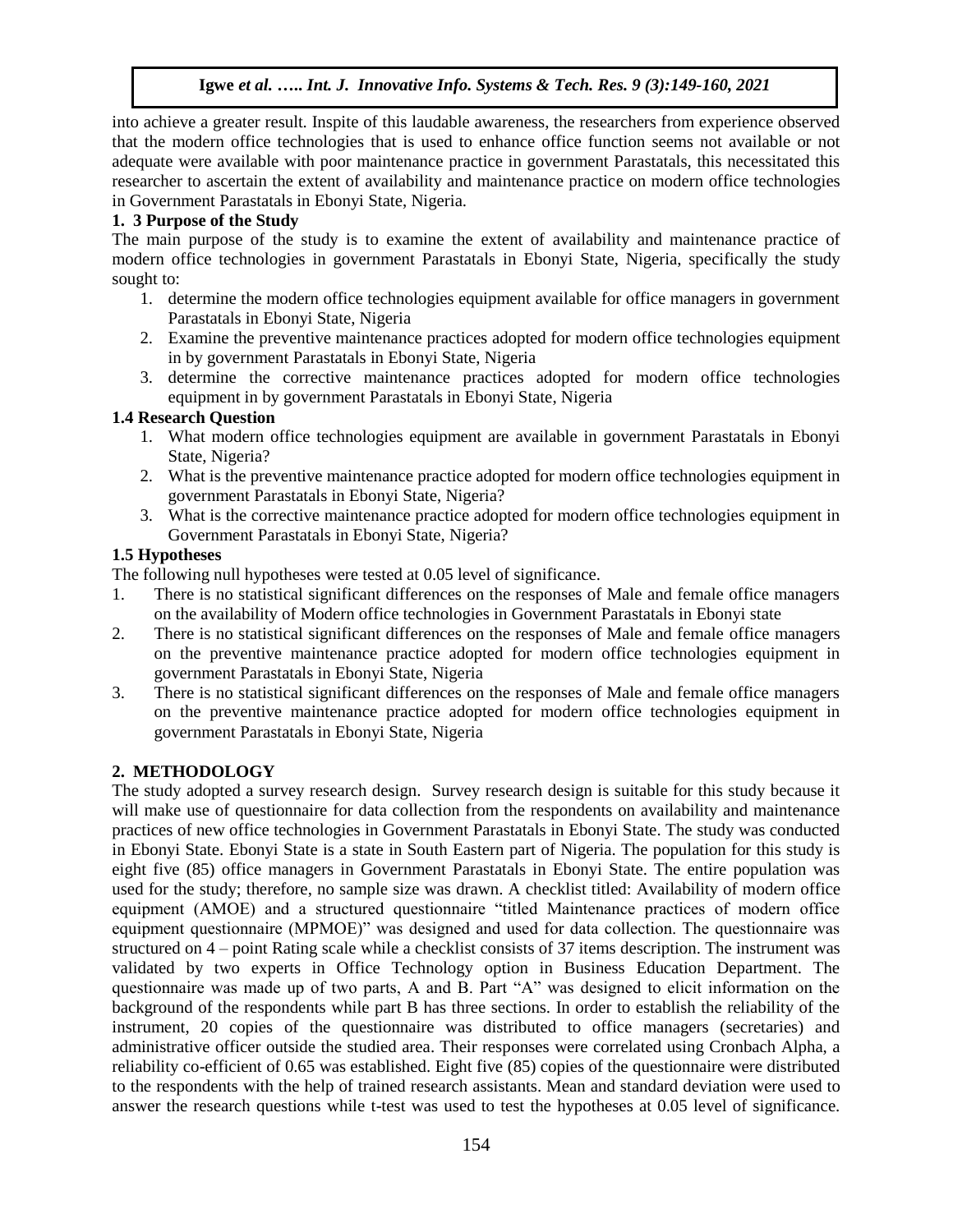into achieve a greater result. Inspite of this laudable awareness, the researchers from experience observed that the modern office technologies that is used to enhance office function seems not available or not adequate were available with poor maintenance practice in government Parastatals, this necessitated this researcher to ascertain the extent of availability and maintenance practice on modern office technologies in Government Parastatals in Ebonyi State, Nigeria.

### 1. 3 Purpose of the Study

The main purpose of the study is to examine the extent of availability and maintenance practice of modern office technologies in government Parastatals in Ebonyi State, Nigeria, specifically the study sought to:

1. determine the modern office technologies equipment available for office managers in government Parastatals in Ebonyi State, Nigeria
2. Examine the preventive maintenance practices adopted for modern office technologies equipment in by government Parastatals in Ebonyi State, Nigeria
3. determine the corrective maintenance practices adopted for modern office technologies equipment in by government Parastatals in Ebonyi State, Nigeria

### 1.4 Research Question

1. What modern office technologies equipment are available in government Parastatals in Ebonyi State, Nigeria?
2. What is the preventive maintenance practice adopted for modern office technologies equipment in government Parastatals in Ebonyi State, Nigeria?
3. What is the corrective maintenance practice adopted for modern office technologies equipment in Government Parastatals in Ebonyi State, Nigeria?

### 1.5 Hypotheses

The following null hypotheses were tested at 0.05 level of significance.

1. There is no statistical significant differences on the responses of Male and female office managers on the availability of Modern office technologies in Government Parastatals in Ebonyi state
2. There is no statistical significant differences on the responses of Male and female office managers on the preventive maintenance practice adopted for modern office technologies equipment in government Parastatals in Ebonyi State, Nigeria
3. There is no statistical significant differences on the responses of Male and female office managers on the preventive maintenance practice adopted for modern office technologies equipment in government Parastatals in Ebonyi State, Nigeria

## 2. METHODOLOGY

The study adopted a survey research design. Survey research design is suitable for this study because it will make use of questionnaire for data collection from the respondents on availability and maintenance practices of new office technologies in Government Parastatals in Ebonyi State. The study was conducted in Ebonyi State. Ebonyi State is a state in South Eastern part of Nigeria. The population for this study is eight five (85) office managers in Government Parastatals in Ebonyi State. The entire population was used for the study; therefore, no sample size was drawn. A checklist titled: Availability of modern office equipment (AMOE) and a structured questionnaire "titled Maintenance practices of modern office equipment questionnaire (MPMOE)" was designed and used for data collection. The questionnaire was structured on 4 – point Rating scale while a checklist consists of 37 items description. The instrument was validated by two experts in Office Technology option in Business Education Department. The questionnaire was made up of two parts, A and B. Part "A" was designed to elicit information on the background of the respondents while part B has three sections. In order to establish the reliability of the instrument, 20 copies of the questionnaire was distributed to office managers (secretaries) and administrative officer outside the studied area. Their responses were correlated using Cronbach Alpha, a reliability co-efficient of 0.65 was established. Eight five (85) copies of the questionnaire were distributed to the respondents with the help of trained research assistants. Mean and standard deviation were used to answer the research questions while t-test was used to test the hypotheses at 0.05 level of significance.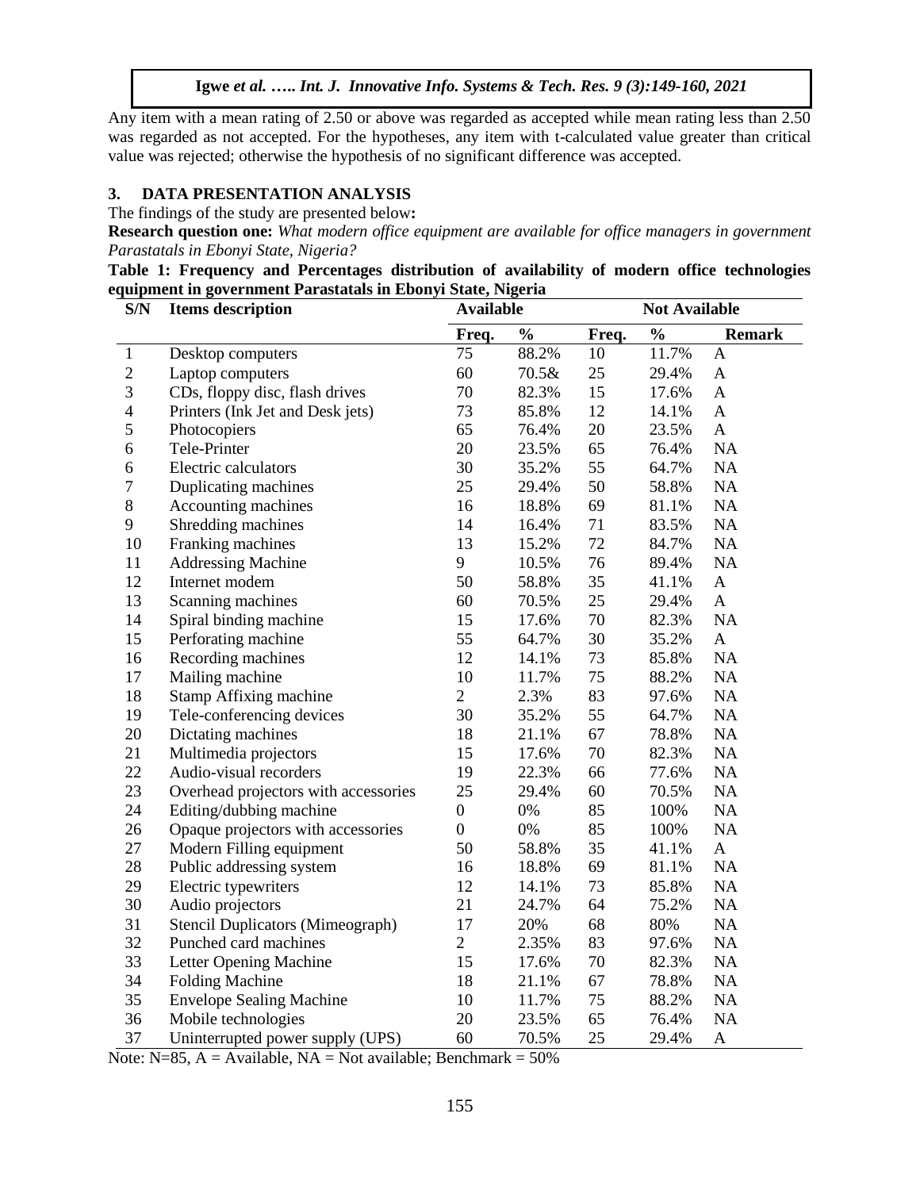Any item with a mean rating of 2.50 or above was regarded as accepted while mean rating less than 2.50 was regarded as not accepted. For the hypotheses, any item with t-calculated value greater than critical value was rejected; otherwise the hypothesis of no significant difference was accepted.

## 3. DATA PRESENTATION ANALYSIS

The findings of the study are presented below**:**

**Research question one:** *What modern office equipment are available for office managers in government Parastatals in Ebonyi State, Nigeria?*

**Table 1: Frequency and Percentages distribution of availability of modern office technologies equipment in government Parastatals in Ebonyi State, Nigeria**

| S/N | Items description | Available | | Not Available | | |
|---|---|---|---|---|---|---|
| | | Freq. | % | Freq. | % | Remark |
| 1 | Desktop computers | 75 | 88.2% | 10 | 11.7% | A |
| 2 | Laptop computers | 60 | 70.5& | 25 | 29.4% | A |
| 3 | CDs, floppy disc, flash drives | 70 | 82.3% | 15 | 17.6% | A |
| 4 | Printers (Ink Jet and Desk jets) | 73 | 85.8% | 12 | 14.1% | A |
| 5 | Photocopiers | 65 | 76.4% | 20 | 23.5% | A |
| 6 | Tele-Printer | 20 | 23.5% | 65 | 76.4% | NA |
| 6 | Electric calculators | 30 | 35.2% | 55 | 64.7% | NA |
| 7 | Duplicating machines | 25 | 29.4% | 50 | 58.8% | NA |
| 8 | Accounting machines | 16 | 18.8% | 69 | 81.1% | NA |
| 9 | Shredding machines | 14 | 16.4% | 71 | 83.5% | NA |
| 10 | Franking machines | 13 | 15.2% | 72 | 84.7% | NA |
| 11 | Addressing Machine | 9 | 10.5% | 76 | 89.4% | NA |
| 12 | Internet modem | 50 | 58.8% | 35 | 41.1% | A |
| 13 | Scanning machines | 60 | 70.5% | 25 | 29.4% | A |
| 14 | Spiral binding machine | 15 | 17.6% | 70 | 82.3% | NA |
| 15 | Perforating machine | 55 | 64.7% | 30 | 35.2% | A |
| 16 | Recording machines | 12 | 14.1% | 73 | 85.8% | NA |
| 17 | Mailing machine | 10 | 11.7% | 75 | 88.2% | NA |
| 18 | Stamp Affixing machine | 2 | 2.3% | 83 | 97.6% | NA |
| 19 | Tele-conferencing devices | 30 | 35.2% | 55 | 64.7% | NA |
| 20 | Dictating machines | 18 | 21.1% | 67 | 78.8% | NA |
| 21 | Multimedia projectors | 15 | 17.6% | 70 | 82.3% | NA |
| 22 | Audio-visual recorders | 19 | 22.3% | 66 | 77.6% | NA |
| 23 | Overhead projectors with accessories | 25 | 29.4% | 60 | 70.5% | NA |
| 24 | Editing/dubbing machine | 0 | 0% | 85 | 100% | NA |
| 26 | Opaque projectors with accessories | 0 | 0% | 85 | 100% | NA |
| 27 | Modern Filling equipment | 50 | 58.8% | 35 | 41.1% | A |
| 28 | Public addressing system | 16 | 18.8% | 69 | 81.1% | NA |
| 29 | Electric typewriters | 12 | 14.1% | 73 | 85.8% | NA |
| 30 | Audio projectors | 21 | 24.7% | 64 | 75.2% | NA |
| 31 | Stencil Duplicators (Mimeograph) | 17 | 20% | 68 | 80% | NA |
| 32 | Punched card machines | 2 | 2.35% | 83 | 97.6% | NA |
| 33 | Letter Opening Machine | 15 | 17.6% | 70 | 82.3% | NA |
| 34 | Folding Machine | 18 | 21.1% | 67 | 78.8% | NA |
| 35 | Envelope Sealing Machine | 10 | 11.7% | 75 | 88.2% | NA |
| 36 | Mobile technologies | 20 | 23.5% | 65 | 76.4% | NA |
| 37 | Uninterrupted power supply (UPS) | 60 | 70.5% | 25 | 29.4% | A |

Note: N=85, A = Available, NA = Not available; Benchmark = 50%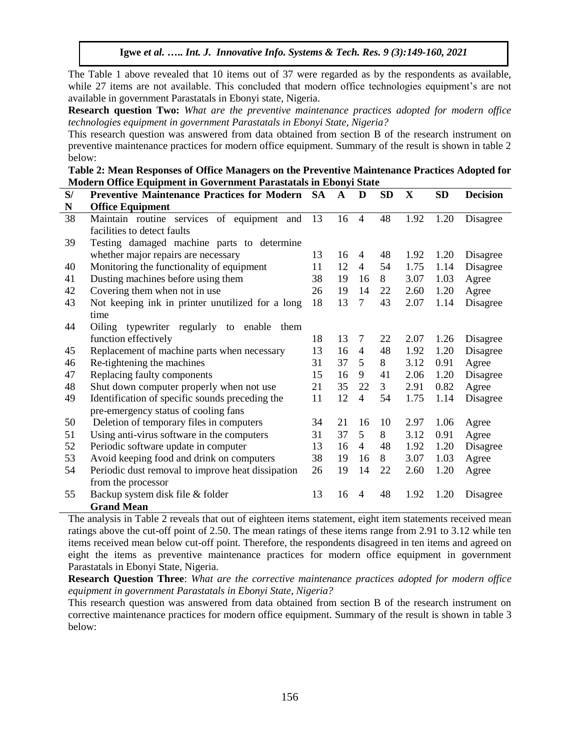The Table 1 above revealed that 10 items out of 37 were regarded as by the respondents as available, while 27 items are not available. This concluded that modern office technologies equipment's are not available in government Parastatals in Ebonyi state, Nigeria.

**Research question Two:** *What are the preventive maintenance practices adopted for modern office technologies equipment in government Parastatals in Ebonyi State, Nigeria?*

This research question was answered from data obtained from section B of the research instrument on preventive maintenance practices for modern office equipment. Summary of the result is shown in table 2 below:

**Table 2: Mean Responses of Office Managers on the Preventive Maintenance Practices Adopted for Modern Office Equipment in Government Parastatals in Ebonyi State**

| S/N | Preventive Maintenance Practices for Modern Office Equipment | SA | A | D | SD | X | SD | Decision |
|---|---|---|---|---|---|---|---|---|
| 38 | Maintain routine services of equipment and facilities to detect faults | 13 | 16 | 4 | 48 | 1.92 | 1.20 | Disagree |
| 39 | Testing damaged machine parts to determine whether major repairs are necessary | 13 | 16 | 4 | 48 | 1.92 | 1.20 | Disagree |
| 40 | Monitoring the functionality of equipment | 11 | 12 | 4 | 54 | 1.75 | 1.14 | Disagree |
| 41 | Dusting machines before using them | 38 | 19 | 16 | 8 | 3.07 | 1.03 | Agree |
| 42 | Covering them when not in use | 26 | 19 | 14 | 22 | 2.60 | 1.20 | Agree |
| 43 | Not keeping ink in printer unutilized for a long time | 18 | 13 | 7 | 43 | 2.07 | 1.14 | Disagree |
| 44 | Oiling typewriter regularly to enable them function effectively | 18 | 13 | 7 | 22 | 2.07 | 1.26 | Disagree |
| 45 | Replacement of machine parts when necessary | 13 | 16 | 4 | 48 | 1.92 | 1.20 | Disagree |
| 46 | Re-tightening the machines | 31 | 37 | 5 | 8 | 3.12 | 0.91 | Agree |
| 47 | Replacing faulty components | 15 | 16 | 9 | 41 | 2.06 | 1.20 | Disagree |
| 48 | Shut down computer properly when not use | 21 | 35 | 22 | 3 | 2.91 | 0.82 | Agree |
| 49 | Identification of specific sounds preceding the pre-emergency status of cooling fans | 11 | 12 | 4 | 54 | 1.75 | 1.14 | Disagree |
| 50 | Deletion of temporary files in computers | 34 | 21 | 16 | 10 | 2.97 | 1.06 | Agree |
| 51 | Using anti-virus software in the computers | 31 | 37 | 5 | 8 | 3.12 | 0.91 | Agree |
| 52 | Periodic software update in computer | 13 | 16 | 4 | 48 | 1.92 | 1.20 | Disagree |
| 53 | Avoid keeping food and drink on computers | 38 | 19 | 16 | 8 | 3.07 | 1.03 | Agree |
| 54 | Periodic dust removal to improve heat dissipation from the processor | 26 | 19 | 14 | 22 | 2.60 | 1.20 | Agree |
| 55 | Backup system disk file & folder | 13 | 16 | 4 | 48 | 1.92 | 1.20 | Disagree |
| | **Grand Mean** | | | | | | | |

The analysis in Table 2 reveals that out of eighteen items statement, eight item statements received mean ratings above the cut-off point of 2.50. The mean ratings of these items range from 2.91 to 3.12 while ten items received mean below cut-off point. Therefore, the respondents disagreed in ten items and agreed on eight the items as preventive maintenance practices for modern office equipment in government Parastatals in Ebonyi State, Nigeria.

**Research Question Three**: *What are the corrective maintenance practices adopted for modern office equipment in government Parastatals in Ebonyi State, Nigeria?*

This research question was answered from data obtained from section B of the research instrument on corrective maintenance practices for modern office equipment. Summary of the result is shown in table 3 below: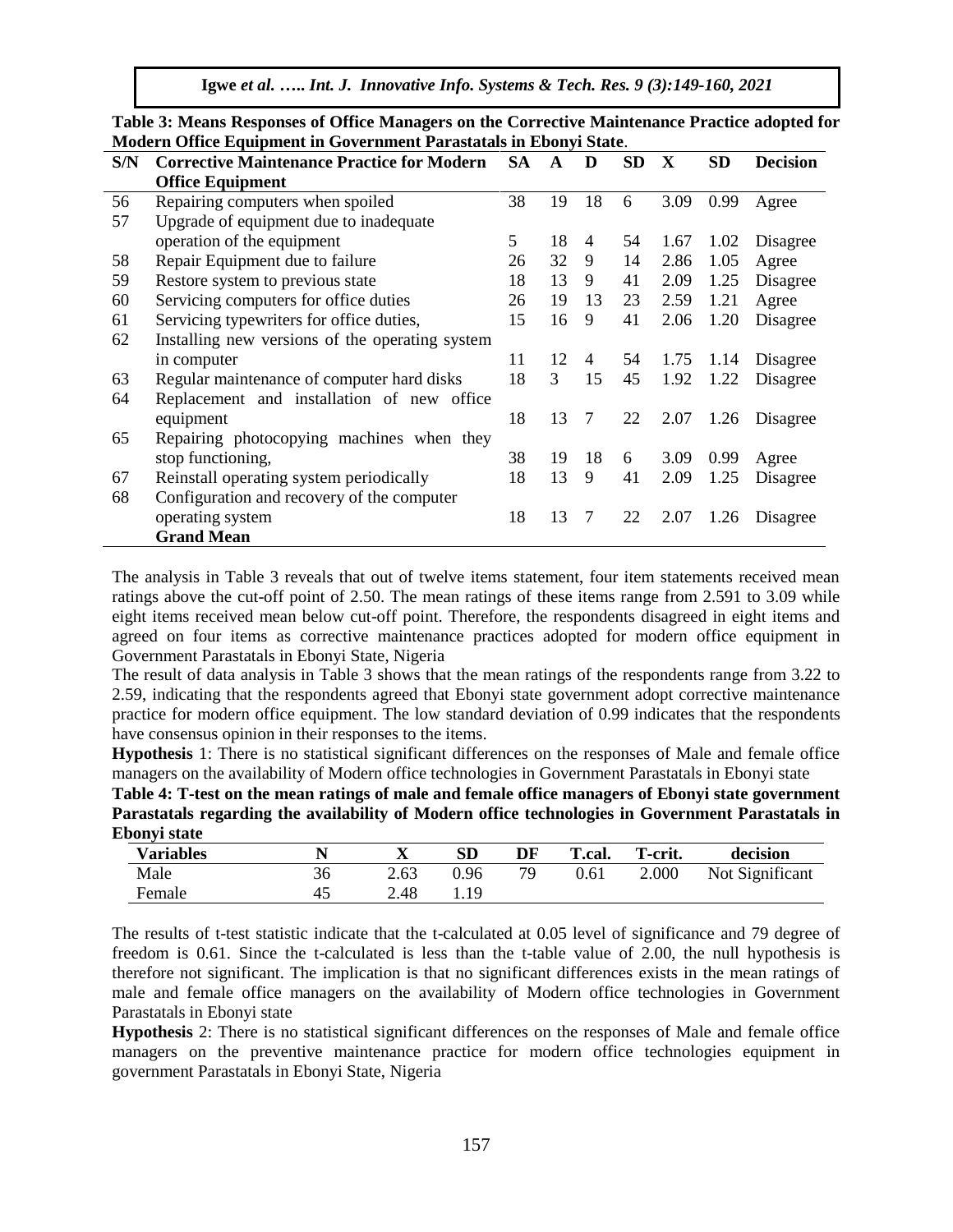**Table 3: Means Responses of Office Managers on the Corrective Maintenance Practice adopted for Modern Office Equipment in Government Parastatals in Ebonyi State**.

| S/N | Corrective Maintenance Practice for Modern Office Equipment | SA | A | D | SD | X | SD | Decision |
|---|---|---|---|---|---|---|---|---|
| 56 | Repairing computers when spoiled | 38 | 19 | 18 | 6 | 3.09 | 0.99 | Agree |
| 57 | Upgrade of equipment due to inadequate operation of the equipment | 5 | 18 | 4 | 54 | 1.67 | 1.02 | Disagree |
| 58 | Repair Equipment due to failure | 26 | 32 | 9 | 14 | 2.86 | 1.05 | Agree |
| 59 | Restore system to previous state | 18 | 13 | 9 | 41 | 2.09 | 1.25 | Disagree |
| 60 | Servicing computers for office duties | 26 | 19 | 13 | 23 | 2.59 | 1.21 | Agree |
| 61 | Servicing typewriters for office duties, | 15 | 16 | 9 | 41 | 2.06 | 1.20 | Disagree |
| 62 | Installing new versions of the operating system in computer | 11 | 12 | 4 | 54 | 1.75 | 1.14 | Disagree |
| 63 | Regular maintenance of computer hard disks | 18 | 3 | 15 | 45 | 1.92 | 1.22 | Disagree |
| 64 | Replacement and installation of new office equipment | 18 | 13 | 7 | 22 | 2.07 | 1.26 | Disagree |
| 65 | Repairing photocopying machines when they stop functioning, | 38 | 19 | 18 | 6 | 3.09 | 0.99 | Agree |
| 67 | Reinstall operating system periodically | 18 | 13 | 9 | 41 | 2.09 | 1.25 | Disagree |
| 68 | Configuration and recovery of the computer operating system | 18 | 13 | 7 | 22 | 2.07 | 1.26 | Disagree |
| | **Grand Mean** | | | | | | | |

The analysis in Table 3 reveals that out of twelve items statement, four item statements received mean ratings above the cut-off point of 2.50. The mean ratings of these items range from 2.591 to 3.09 while eight items received mean below cut-off point. Therefore, the respondents disagreed in eight items and agreed on four items as corrective maintenance practices adopted for modern office equipment in Government Parastatals in Ebonyi State, Nigeria

The result of data analysis in Table 3 shows that the mean ratings of the respondents range from 3.22 to 2.59, indicating that the respondents agreed that Ebonyi state government adopt corrective maintenance practice for modern office equipment. The low standard deviation of 0.99 indicates that the respondents have consensus opinion in their responses to the items.

**Hypothesis** 1: There is no statistical significant differences on the responses of Male and female office managers on the availability of Modern office technologies in Government Parastatals in Ebonyi state

**Table 4: T-test on the mean ratings of male and female office managers of Ebonyi state government Parastatals regarding the availability of Modern office technologies in Government Parastatals in Ebonyi state**

| Variables | N | X | SD | DF | T.cal. | T-crit. | decision |
|---|---|---|---|---|---|---|---|
| Male | 36 | 2.63 | 0.96 | 79 | 0.61 | 2.000 | Not Significant |
| Female | 45 | 2.48 | 1.19 | | | | |

The results of t-test statistic indicate that the t-calculated at 0.05 level of significance and 79 degree of freedom is 0.61. Since the t-calculated is less than the t-table value of 2.00, the null hypothesis is therefore not significant. The implication is that no significant differences exists in the mean ratings of male and female office managers on the availability of Modern office technologies in Government Parastatals in Ebonyi state

**Hypothesis** 2: There is no statistical significant differences on the responses of Male and female office managers on the preventive maintenance practice for modern office technologies equipment in government Parastatals in Ebonyi State, Nigeria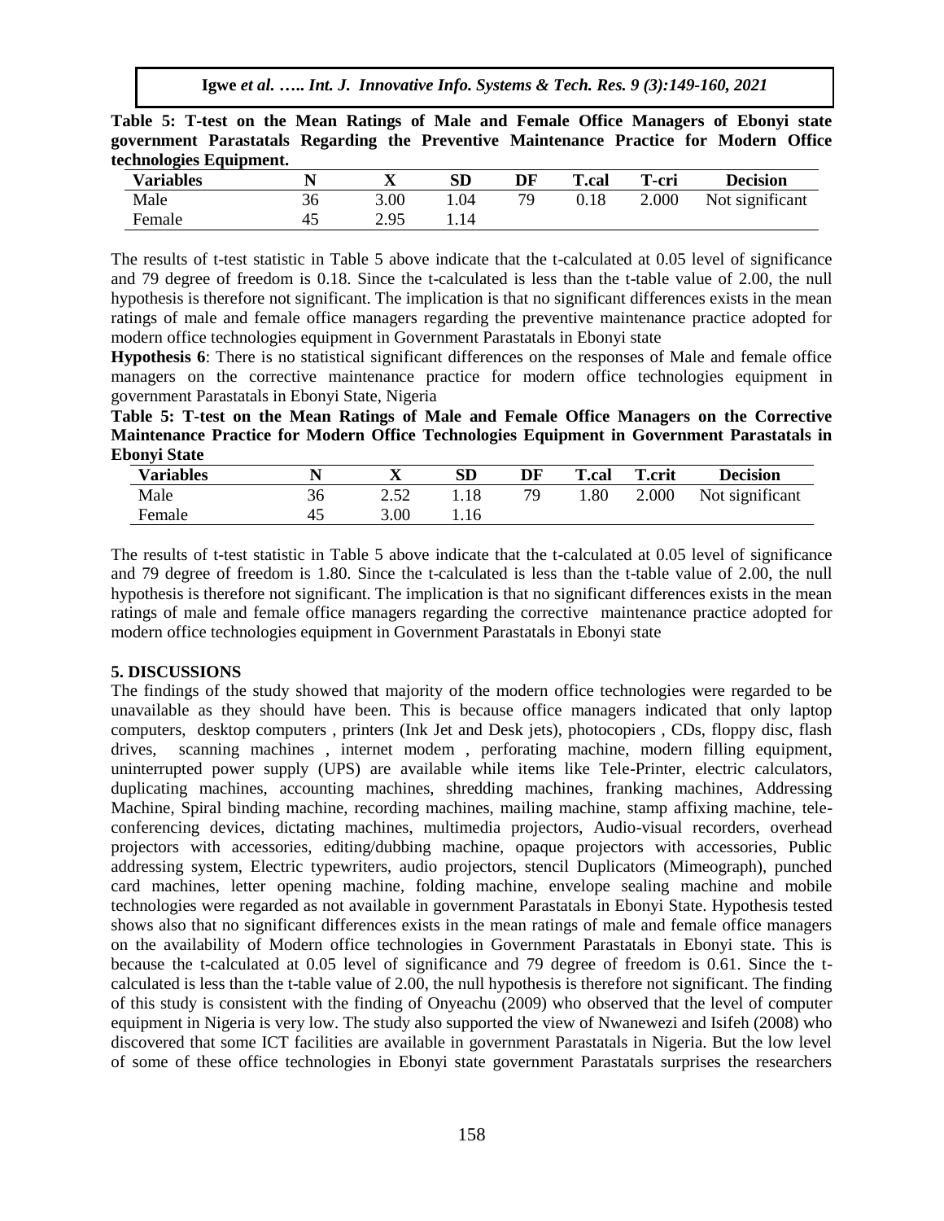**Table 5: T-test on the Mean Ratings of Male and Female Office Managers of Ebonyi state government Parastatals Regarding the Preventive Maintenance Practice for Modern Office technologies Equipment.**

| Variables | N | X | SD | DF | T.cal | T-cri | Decision |
|---|---|---|---|---|---|---|---|
| Male | 36 | 3.00 | 1.04 | 79 | 0.18 | 2.000 | Not significant |
| Female | 45 | 2.95 | 1.14 | | | | |

The results of t-test statistic in Table 5 above indicate that the t-calculated at 0.05 level of significance and 79 degree of freedom is 0.18. Since the t-calculated is less than the t-table value of 2.00, the null hypothesis is therefore not significant. The implication is that no significant differences exists in the mean ratings of male and female office managers regarding the preventive maintenance practice adopted for modern office technologies equipment in Government Parastatals in Ebonyi state

**Hypothesis 6**: There is no statistical significant differences on the responses of Male and female office managers on the corrective maintenance practice for modern office technologies equipment in government Parastatals in Ebonyi State, Nigeria

**Table 5: T-test on the Mean Ratings of Male and Female Office Managers on the Corrective Maintenance Practice for Modern Office Technologies Equipment in Government Parastatals in Ebonyi State**

| Variables | N | X | SD | DF | T.cal | T.crit | Decision |
|---|---|---|---|---|---|---|---|
| Male | 36 | 2.52 | 1.18 | 79 | 1.80 | 2.000 | Not significant |
| Female | 45 | 3.00 | 1.16 | | | | |

The results of t-test statistic in Table 5 above indicate that the t-calculated at 0.05 level of significance and 79 degree of freedom is 1.80. Since the t-calculated is less than the t-table value of 2.00, the null hypothesis is therefore not significant. The implication is that no significant differences exists in the mean ratings of male and female office managers regarding the corrective maintenance practice adopted for modern office technologies equipment in Government Parastatals in Ebonyi state

## 5. DISCUSSIONS

The findings of the study showed that majority of the modern office technologies were regarded to be unavailable as they should have been. This is because office managers indicated that only laptop computers, desktop computers , printers (Ink Jet and Desk jets), photocopiers , CDs, floppy disc, flash drives, scanning machines , internet modem , perforating machine, modern filling equipment, uninterrupted power supply (UPS) are available while items like Tele-Printer, electric calculators, duplicating machines, accounting machines, shredding machines, franking machines, Addressing Machine, Spiral binding machine, recording machines, mailing machine, stamp affixing machine, tele-conferencing devices, dictating machines, multimedia projectors, Audio-visual recorders, overhead projectors with accessories, editing/dubbing machine, opaque projectors with accessories, Public addressing system, Electric typewriters, audio projectors, stencil Duplicators (Mimeograph), punched card machines, letter opening machine, folding machine, envelope sealing machine and mobile technologies were regarded as not available in government Parastatals in Ebonyi State. Hypothesis tested shows also that no significant differences exists in the mean ratings of male and female office managers on the availability of Modern office technologies in Government Parastatals in Ebonyi state. This is because the t-calculated at 0.05 level of significance and 79 degree of freedom is 0.61. Since the t-calculated is less than the t-table value of 2.00, the null hypothesis is therefore not significant. The finding of this study is consistent with the finding of Onyeachu (2009) who observed that the level of computer equipment in Nigeria is very low. The study also supported the view of Nwanewezi and Isifeh (2008) who discovered that some ICT facilities are available in government Parastatals in Nigeria. But the low level of some of these office technologies in Ebonyi state government Parastatals surprises the researchers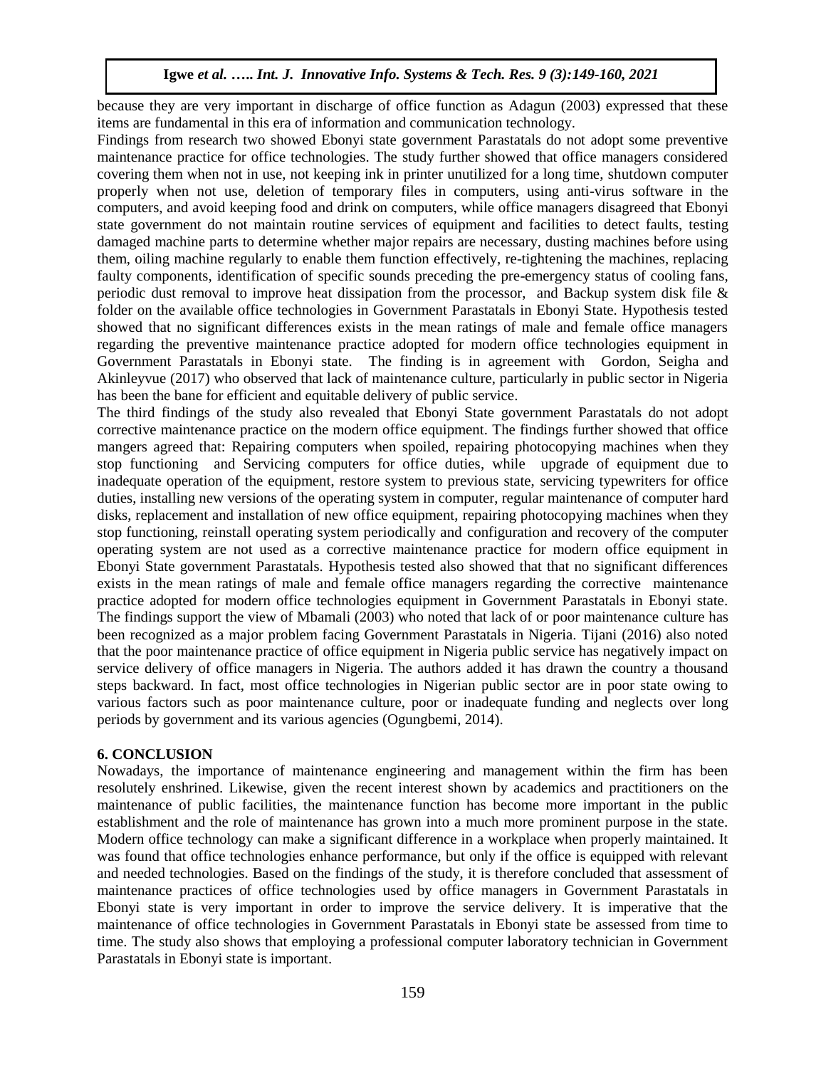because they are very important in discharge of office function as Adagun (2003) expressed that these items are fundamental in this era of information and communication technology.

Findings from research two showed Ebonyi state government Parastatals do not adopt some preventive maintenance practice for office technologies. The study further showed that office managers considered covering them when not in use, not keeping ink in printer unutilized for a long time, shutdown computer properly when not use, deletion of temporary files in computers, using anti-virus software in the computers, and avoid keeping food and drink on computers, while office managers disagreed that Ebonyi state government do not maintain routine services of equipment and facilities to detect faults, testing damaged machine parts to determine whether major repairs are necessary, dusting machines before using them, oiling machine regularly to enable them function effectively, re-tightening the machines, replacing faulty components, identification of specific sounds preceding the pre-emergency status of cooling fans, periodic dust removal to improve heat dissipation from the processor, and Backup system disk file & folder on the available office technologies in Government Parastatals in Ebonyi State. Hypothesis tested showed that no significant differences exists in the mean ratings of male and female office managers regarding the preventive maintenance practice adopted for modern office technologies equipment in Government Parastatals in Ebonyi state. The finding is in agreement with Gordon, Seigha and Akinleyvue (2017) who observed that lack of maintenance culture, particularly in public sector in Nigeria has been the bane for efficient and equitable delivery of public service.

The third findings of the study also revealed that Ebonyi State government Parastatals do not adopt corrective maintenance practice on the modern office equipment. The findings further showed that office mangers agreed that: Repairing computers when spoiled, repairing photocopying machines when they stop functioning and Servicing computers for office duties, while upgrade of equipment due to inadequate operation of the equipment, restore system to previous state, servicing typewriters for office duties, installing new versions of the operating system in computer, regular maintenance of computer hard disks, replacement and installation of new office equipment, repairing photocopying machines when they stop functioning, reinstall operating system periodically and configuration and recovery of the computer operating system are not used as a corrective maintenance practice for modern office equipment in Ebonyi State government Parastatals. Hypothesis tested also showed that that no significant differences exists in the mean ratings of male and female office managers regarding the corrective maintenance practice adopted for modern office technologies equipment in Government Parastatals in Ebonyi state. The findings support the view of Mbamali (2003) who noted that lack of or poor maintenance culture has been recognized as a major problem facing Government Parastatals in Nigeria. Tijani (2016) also noted that the poor maintenance practice of office equipment in Nigeria public service has negatively impact on service delivery of office managers in Nigeria. The authors added it has drawn the country a thousand steps backward. In fact, most office technologies in Nigerian public sector are in poor state owing to various factors such as poor maintenance culture, poor or inadequate funding and neglects over long periods by government and its various agencies (Ogungbemi, 2014).

## 6. CONCLUSION

Nowadays, the importance of maintenance engineering and management within the firm has been resolutely enshrined. Likewise, given the recent interest shown by academics and practitioners on the maintenance of public facilities, the maintenance function has become more important in the public establishment and the role of maintenance has grown into a much more prominent purpose in the state. Modern office technology can make a significant difference in a workplace when properly maintained. It was found that office technologies enhance performance, but only if the office is equipped with relevant and needed technologies. Based on the findings of the study, it is therefore concluded that assessment of maintenance practices of office technologies used by office managers in Government Parastatals in Ebonyi state is very important in order to improve the service delivery. It is imperative that the maintenance of office technologies in Government Parastatals in Ebonyi state be assessed from time to time. The study also shows that employing a professional computer laboratory technician in Government Parastatals in Ebonyi state is important.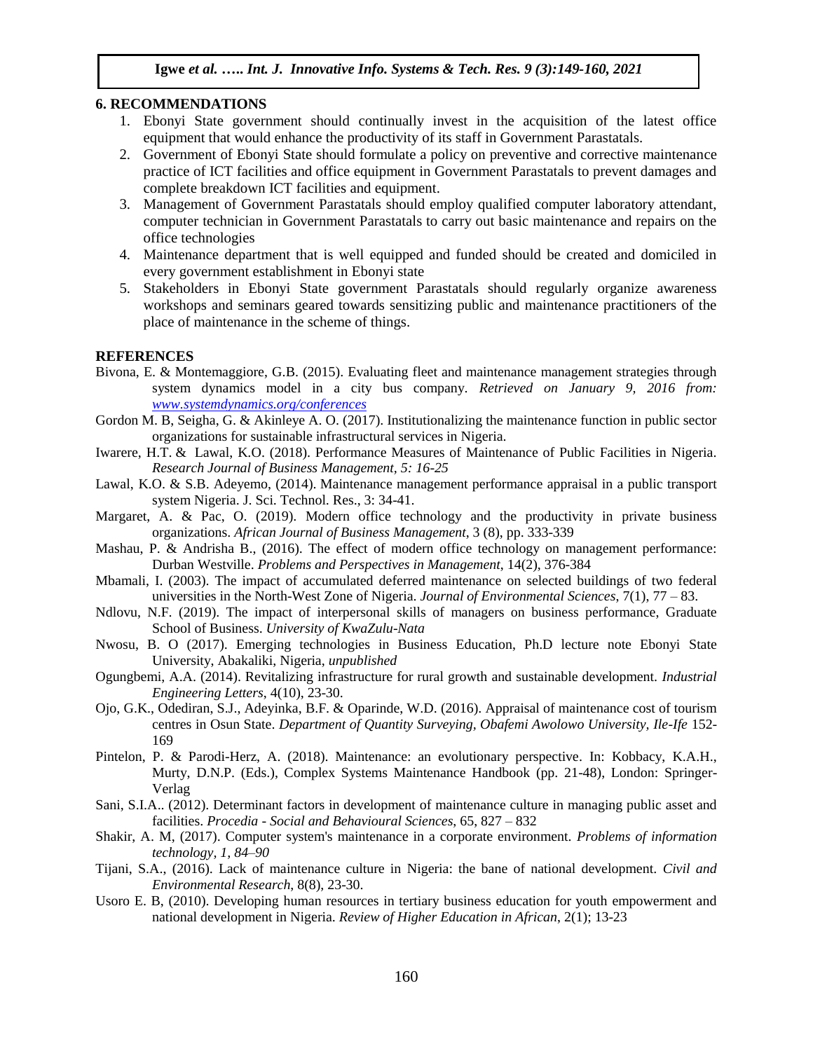## 6. RECOMMENDATIONS

1. Ebonyi State government should continually invest in the acquisition of the latest office equipment that would enhance the productivity of its staff in Government Parastatals.
2. Government of Ebonyi State should formulate a policy on preventive and corrective maintenance practice of ICT facilities and office equipment in Government Parastatals to prevent damages and complete breakdown ICT facilities and equipment.
3. Management of Government Parastatals should employ qualified computer laboratory attendant, computer technician in Government Parastatals to carry out basic maintenance and repairs on the office technologies
4. Maintenance department that is well equipped and funded should be created and domiciled in every government establishment in Ebonyi state
5. Stakeholders in Ebonyi State government Parastatals should regularly organize awareness workshops and seminars geared towards sensitizing public and maintenance practitioners of the place of maintenance in the scheme of things.

## REFERENCES

Bivona, E. & Montemaggiore, G.B. (2015). Evaluating fleet and maintenance management strategies through system dynamics model in a city bus company. *Retrieved on January 9, 2016 from: www.systemdynamics.org/conferences*

Gordon M. B, Seigha, G. & Akinleye A. O. (2017). Institutionalizing the maintenance function in public sector organizations for sustainable infrastructural services in Nigeria.

Iwarere, H.T. & Lawal, K.O. (2018). Performance Measures of Maintenance of Public Facilities in Nigeria. *Research Journal of Business Management, 5: 16-25*

Lawal, K.O. & S.B. Adeyemo, (2014). Maintenance management performance appraisal in a public transport system Nigeria. J. Sci. Technol. Res., 3: 34-41.

Margaret, A. & Pac, O. (2019). Modern office technology and the productivity in private business organizations. *African Journal of Business Management*, 3 (8), pp. 333-339

Mashau, P. & Andrisha B., (2016). The effect of modern office technology on management performance: Durban Westville. *Problems and Perspectives in Management*, 14(2), 376-384

Mbamali, I. (2003). The impact of accumulated deferred maintenance on selected buildings of two federal universities in the North-West Zone of Nigeria. *Journal of Environmental Sciences*, 7(1), 77 – 83.

Ndlovu, N.F. (2019). The impact of interpersonal skills of managers on business performance, Graduate School of Business. *University of KwaZulu-Nata*

Nwosu, B. O (2017). Emerging technologies in Business Education, Ph.D lecture note Ebonyi State University, Abakaliki, Nigeria, *unpublished*

Ogungbemi, A.A. (2014). Revitalizing infrastructure for rural growth and sustainable development. *Industrial Engineering Letters*, 4(10), 23-30.

Ojo, G.K., Odediran, S.J., Adeyinka, B.F. & Oparinde, W.D. (2016). Appraisal of maintenance cost of tourism centres in Osun State. *Department of Quantity Surveying, Obafemi Awolowo University, Ile-Ife* 152-169

Pintelon, P. & Parodi-Herz, A. (2018). Maintenance: an evolutionary perspective. In: Kobbacy, K.A.H., Murty, D.N.P. (Eds.), Complex Systems Maintenance Handbook (pp. 21-48), London: Springer-Verlag

Sani, S.I.A.. (2012). Determinant factors in development of maintenance culture in managing public asset and facilities. *Procedia - Social and Behavioural Sciences*, 65, 827 – 832

Shakir, A. M, (2017). Computer system's maintenance in a corporate environment. *Problems of information technology, 1, 84–90*

Tijani, S.A., (2016). Lack of maintenance culture in Nigeria: the bane of national development. *Civil and Environmental Research*, 8(8), 23-30.

Usoro E. B, (2010). Developing human resources in tertiary business education for youth empowerment and national development in Nigeria. *Review of Higher Education in African*, 2(1); 13-23